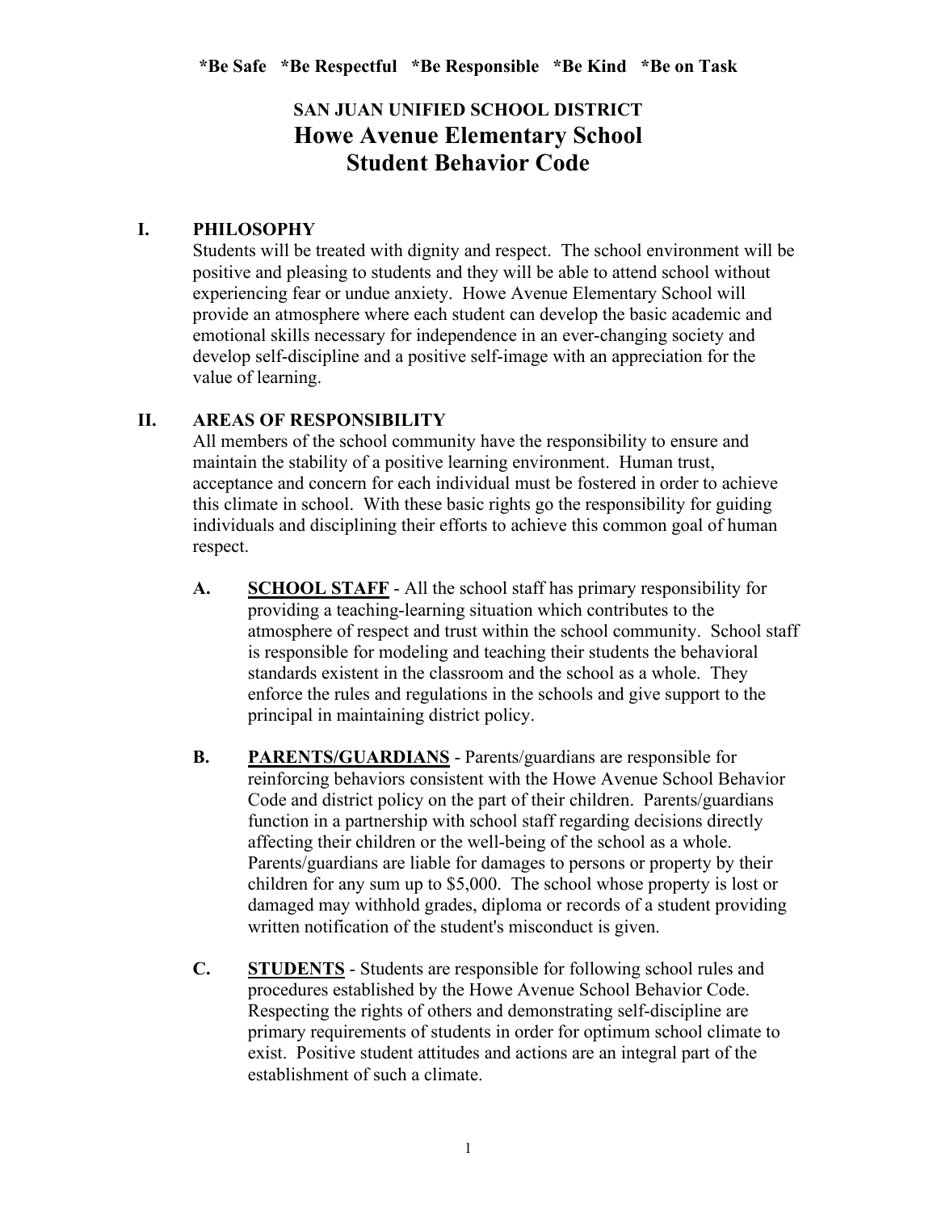**\*Be Safe \*Be Respectful \*Be Responsible \*Be Kind \*Be on Task**

**SAN JUAN UNIFIED SCHOOL DISTRICT**

# Howe Avenue Elementary School Student Behavior Code

## I. PHILOSOPHY

Students will be treated with dignity and respect. The school environment will be positive and pleasing to students and they will be able to attend school without experiencing fear or undue anxiety. Howe Avenue Elementary School will provide an atmosphere where each student can develop the basic academic and emotional skills necessary for independence in an ever-changing society and develop self-discipline and a positive self-image with an appreciation for the value of learning.

## II. AREAS OF RESPONSIBILITY

All members of the school community have the responsibility to ensure and maintain the stability of a positive learning environment. Human trust, acceptance and concern for each individual must be fostered in order to achieve this climate in school. With these basic rights go the responsibility for guiding individuals and disciplining their efforts to achieve this common goal of human respect.

**A. <u>SCHOOL STAFF</u>** - All the school staff has primary responsibility for providing a teaching-learning situation which contributes to the atmosphere of respect and trust within the school community. School staff is responsible for modeling and teaching their students the behavioral standards existent in the classroom and the school as a whole. They enforce the rules and regulations in the schools and give support to the principal in maintaining district policy.

**B. <u>PARENTS/GUARDIANS</u>** - Parents/guardians are responsible for reinforcing behaviors consistent with the Howe Avenue School Behavior Code and district policy on the part of their children. Parents/guardians function in a partnership with school staff regarding decisions directly affecting their children or the well-being of the school as a whole. Parents/guardians are liable for damages to persons or property by their children for any sum up to $5,000. The school whose property is lost or damaged may withhold grades, diploma or records of a student providing written notification of the student's misconduct is given.

**C. <u>STUDENTS</u>** - Students are responsible for following school rules and procedures established by the Howe Avenue School Behavior Code. Respecting the rights of others and demonstrating self-discipline are primary requirements of students in order for optimum school climate to exist. Positive student attitudes and actions are an integral part of the establishment of such a climate.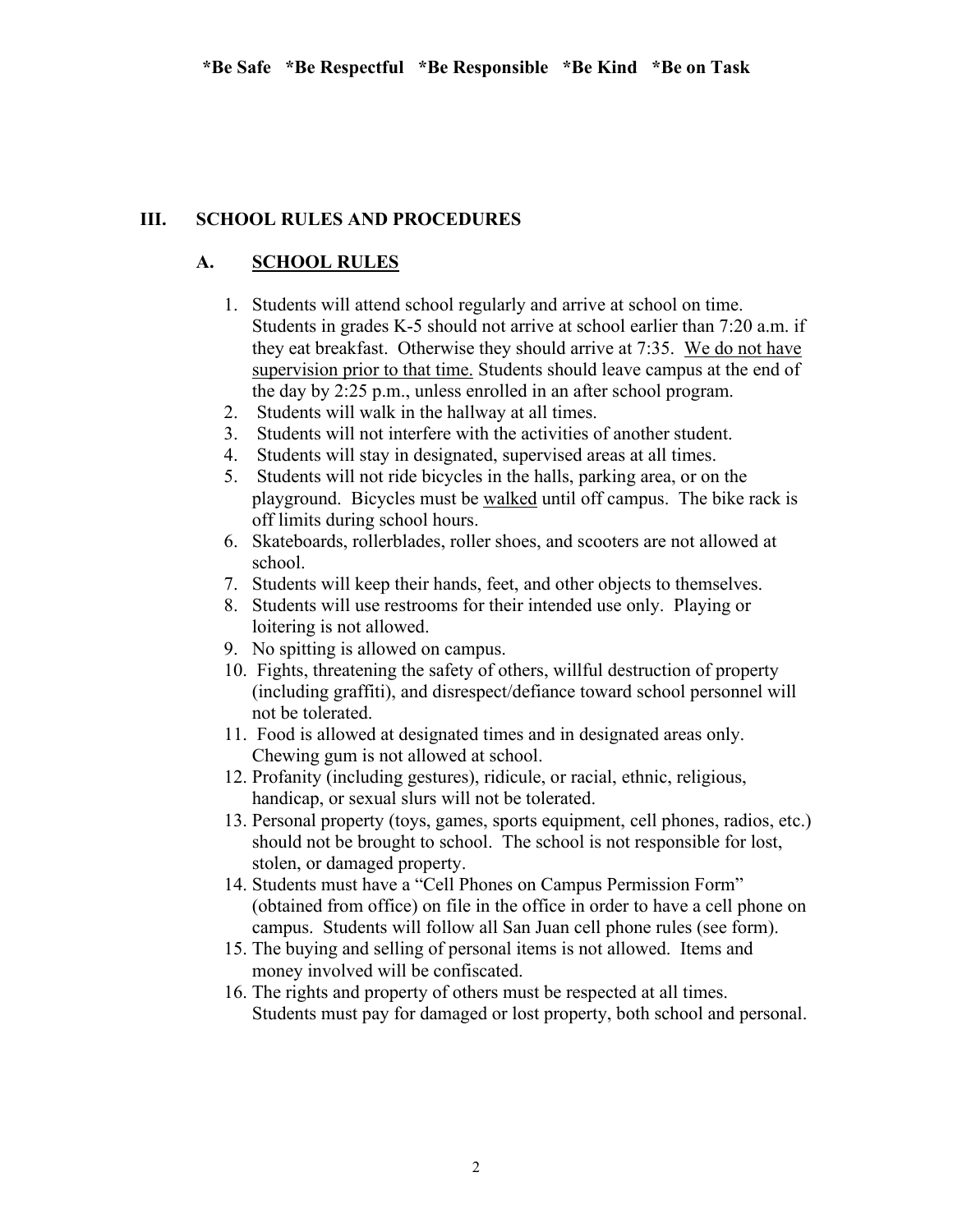## III. SCHOOL RULES AND PROCEDURES

### A. SCHOOL RULES

1. Students will attend school regularly and arrive at school on time. Students in grades K-5 should not arrive at school earlier than 7:20 a.m. if they eat breakfast. Otherwise they should arrive at 7:35. We do not have supervision prior to that time. Students should leave campus at the end of the day by 2:25 p.m., unless enrolled in an after school program.
2. Students will walk in the hallway at all times.
3. Students will not interfere with the activities of another student.
4. Students will stay in designated, supervised areas at all times.
5. Students will not ride bicycles in the halls, parking area, or on the playground. Bicycles must be walked until off campus. The bike rack is off limits during school hours.
6. Skateboards, rollerblades, roller shoes, and scooters are not allowed at school.
7. Students will keep their hands, feet, and other objects to themselves.
8. Students will use restrooms for their intended use only. Playing or loitering is not allowed.
9. No spitting is allowed on campus.
10. Fights, threatening the safety of others, willful destruction of property (including graffiti), and disrespect/defiance toward school personnel will not be tolerated.
11. Food is allowed at designated times and in designated areas only. Chewing gum is not allowed at school.
12. Profanity (including gestures), ridicule, or racial, ethnic, religious, handicap, or sexual slurs will not be tolerated.
13. Personal property (toys, games, sports equipment, cell phones, radios, etc.) should not be brought to school. The school is not responsible for lost, stolen, or damaged property.
14. Students must have a "Cell Phones on Campus Permission Form" (obtained from office) on file in the office in order to have a cell phone on campus. Students will follow all San Juan cell phone rules (see form).
15. The buying and selling of personal items is not allowed. Items and money involved will be confiscated.
16. The rights and property of others must be respected at all times. Students must pay for damaged or lost property, both school and personal.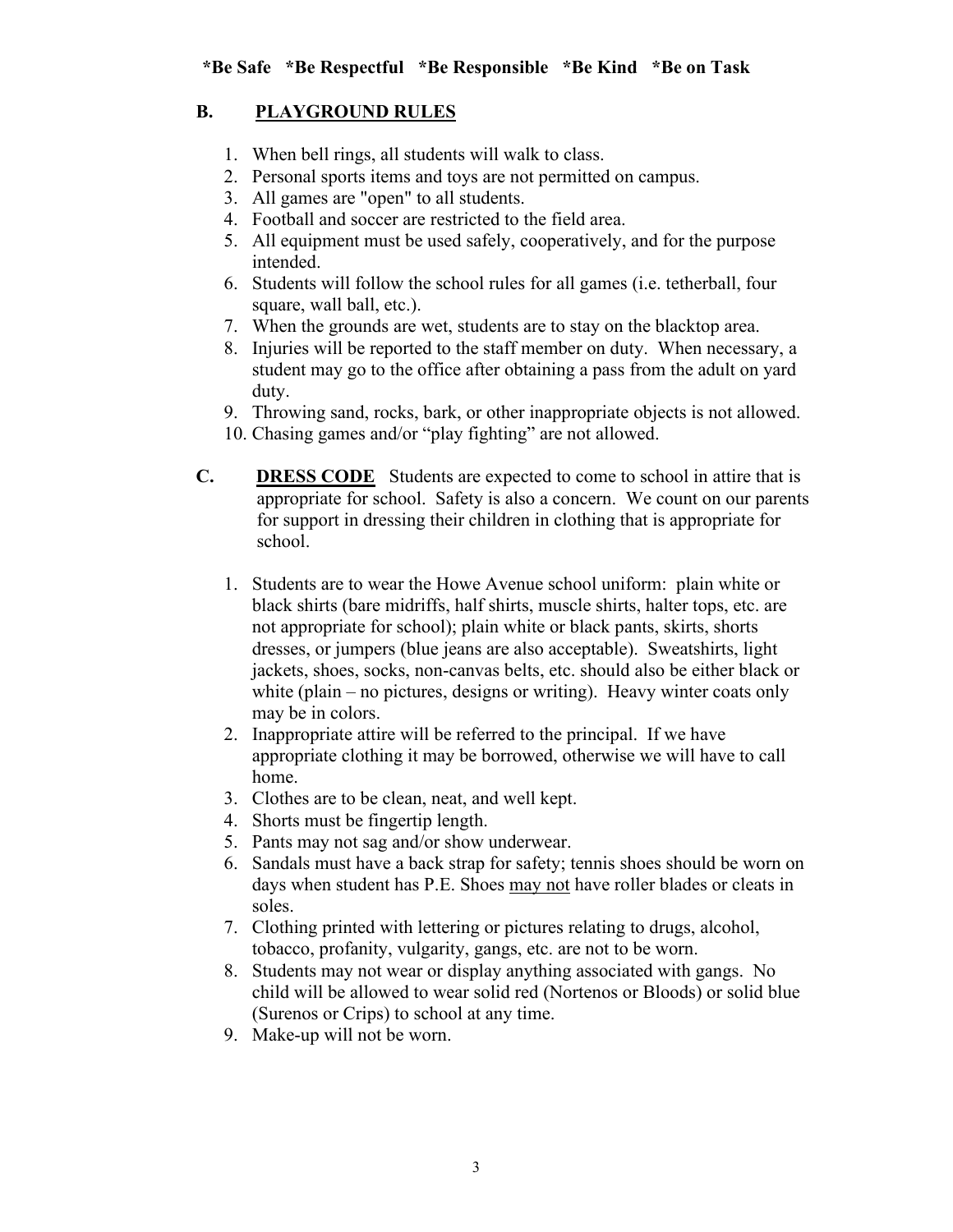**\*Be Safe \*Be Respectful \*Be Responsible \*Be Kind \*Be on Task**

## B. PLAYGROUND RULES

1. When bell rings, all students will walk to class.
2. Personal sports items and toys are not permitted on campus.
3. All games are "open" to all students.
4. Football and soccer are restricted to the field area.
5. All equipment must be used safely, cooperatively, and for the purpose intended.
6. Students will follow the school rules for all games (i.e. tetherball, four square, wall ball, etc.).
7. When the grounds are wet, students are to stay on the blacktop area.
8. Injuries will be reported to the staff member on duty. When necessary, a student may go to the office after obtaining a pass from the adult on yard duty.
9. Throwing sand, rocks, bark, or other inappropriate objects is not allowed.
10. Chasing games and/or "play fighting" are not allowed.

## C. DRESS CODE

Students are expected to come to school in attire that is appropriate for school. Safety is also a concern. We count on our parents for support in dressing their children in clothing that is appropriate for school.

1. Students are to wear the Howe Avenue school uniform: plain white or black shirts (bare midriffs, half shirts, muscle shirts, halter tops, etc. are not appropriate for school); plain white or black pants, skirts, shorts dresses, or jumpers (blue jeans are also acceptable). Sweatshirts, light jackets, shoes, socks, non-canvas belts, etc. should also be either black or white (plain – no pictures, designs or writing). Heavy winter coats only may be in colors.
2. Inappropriate attire will be referred to the principal. If we have appropriate clothing it may be borrowed, otherwise we will have to call home.
3. Clothes are to be clean, neat, and well kept.
4. Shorts must be fingertip length.
5. Pants may not sag and/or show underwear.
6. Sandals must have a back strap for safety; tennis shoes should be worn on days when student has P.E. Shoes <u>may not</u> have roller blades or cleats in soles.
7. Clothing printed with lettering or pictures relating to drugs, alcohol, tobacco, profanity, vulgarity, gangs, etc. are not to be worn.
8. Students may not wear or display anything associated with gangs. No child will be allowed to wear solid red (Nortenos or Bloods) or solid blue (Surenos or Crips) to school at any time.
9. Make-up will not be worn.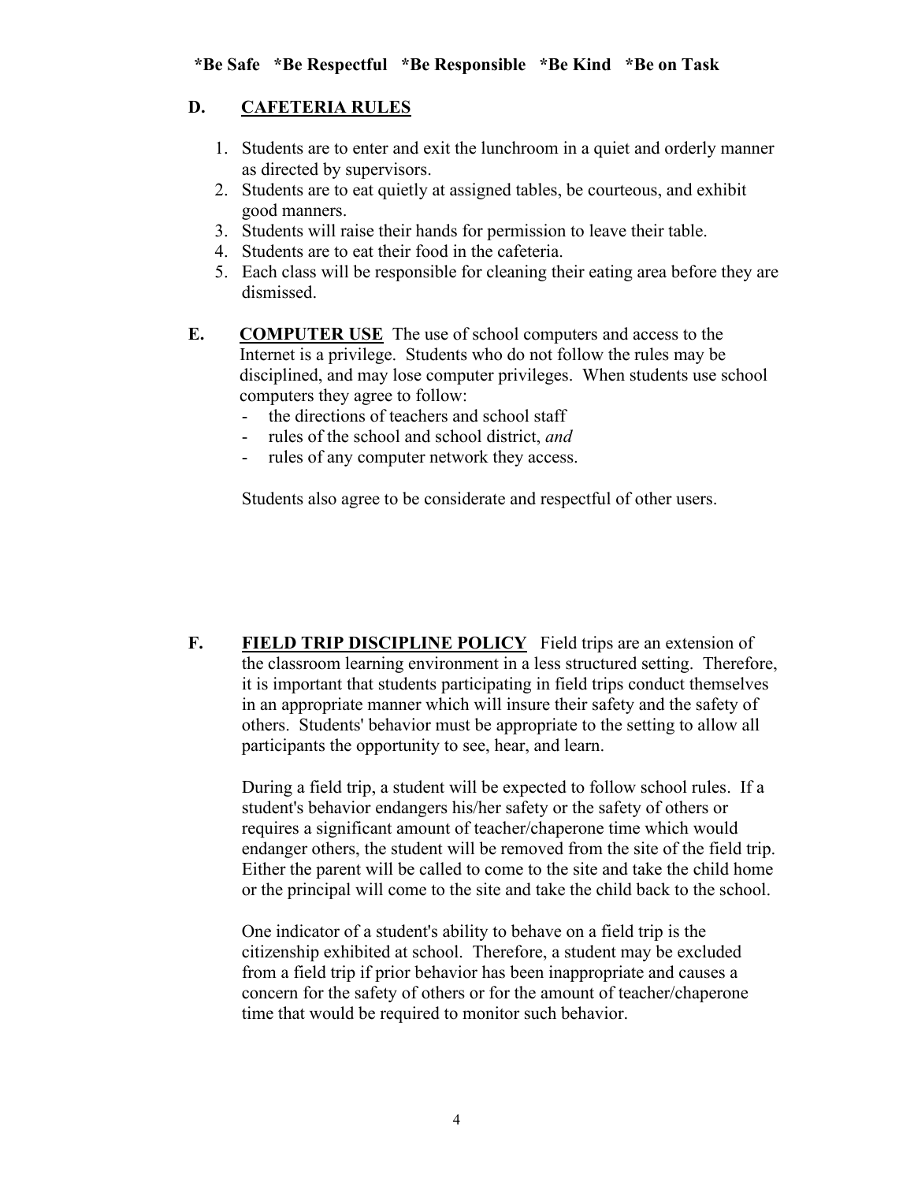**\*Be Safe \*Be Respectful \*Be Responsible \*Be Kind \*Be on Task**

## D. CAFETERIA RULES

1. Students are to enter and exit the lunchroom in a quiet and orderly manner as directed by supervisors.
2. Students are to eat quietly at assigned tables, be courteous, and exhibit good manners.
3. Students will raise their hands for permission to leave their table.
4. Students are to eat their food in the cafeteria.
5. Each class will be responsible for cleaning their eating area before they are dismissed.

## E. COMPUTER USE

The use of school computers and access to the Internet is a privilege. Students who do not follow the rules may be disciplined, and may lose computer privileges. When students use school computers they agree to follow:

- the directions of teachers and school staff
- rules of the school and school district, *and*
- rules of any computer network they access.

Students also agree to be considerate and respectful of other users.

## F. FIELD TRIP DISCIPLINE POLICY

Field trips are an extension of the classroom learning environment in a less structured setting. Therefore, it is important that students participating in field trips conduct themselves in an appropriate manner which will insure their safety and the safety of others. Students' behavior must be appropriate to the setting to allow all participants the opportunity to see, hear, and learn.

During a field trip, a student will be expected to follow school rules. If a student's behavior endangers his/her safety or the safety of others or requires a significant amount of teacher/chaperone time which would endanger others, the student will be removed from the site of the field trip. Either the parent will be called to come to the site and take the child home or the principal will come to the site and take the child back to the school.

One indicator of a student's ability to behave on a field trip is the citizenship exhibited at school. Therefore, a student may be excluded from a field trip if prior behavior has been inappropriate and causes a concern for the safety of others or for the amount of teacher/chaperone time that would be required to monitor such behavior.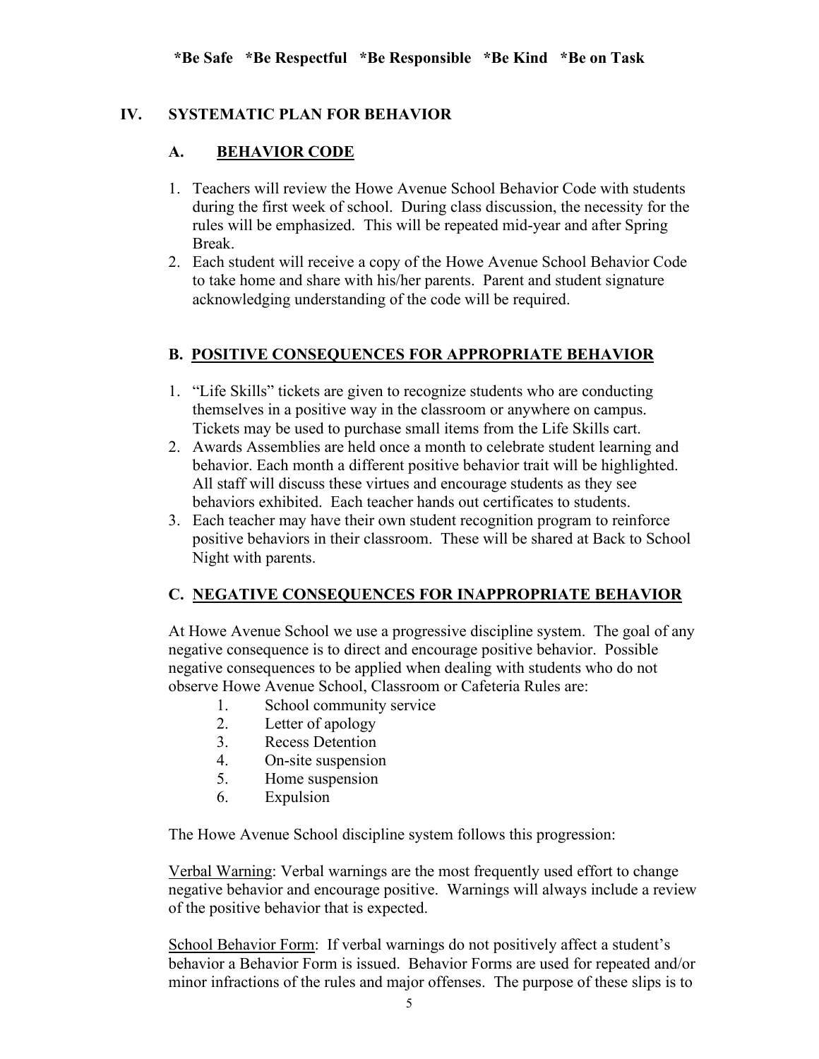**\*Be Safe \*Be Respectful \*Be Responsible \*Be Kind \*Be on Task**

## IV. SYSTEMATIC PLAN FOR BEHAVIOR

### A. BEHAVIOR CODE

1. Teachers will review the Howe Avenue School Behavior Code with students during the first week of school. During class discussion, the necessity for the rules will be emphasized. This will be repeated mid-year and after Spring Break.
2. Each student will receive a copy of the Howe Avenue School Behavior Code to take home and share with his/her parents. Parent and student signature acknowledging understanding of the code will be required.

### B. POSITIVE CONSEQUENCES FOR APPROPRIATE BEHAVIOR

1. "Life Skills" tickets are given to recognize students who are conducting themselves in a positive way in the classroom or anywhere on campus. Tickets may be used to purchase small items from the Life Skills cart.
2. Awards Assemblies are held once a month to celebrate student learning and behavior. Each month a different positive behavior trait will be highlighted. All staff will discuss these virtues and encourage students as they see behaviors exhibited. Each teacher hands out certificates to students.
3. Each teacher may have their own student recognition program to reinforce positive behaviors in their classroom. These will be shared at Back to School Night with parents.

### C. NEGATIVE CONSEQUENCES FOR INAPPROPRIATE BEHAVIOR

At Howe Avenue School we use a progressive discipline system. The goal of any negative consequence is to direct and encourage positive behavior. Possible negative consequences to be applied when dealing with students who do not observe Howe Avenue School, Classroom or Cafeteria Rules are:

1. School community service
2. Letter of apology
3. Recess Detention
4. On-site suspension
5. Home suspension
6. Expulsion

The Howe Avenue School discipline system follows this progression:

<u>Verbal Warning</u>: Verbal warnings are the most frequently used effort to change negative behavior and encourage positive. Warnings will always include a review of the positive behavior that is expected.

<u>School Behavior Form</u>: If verbal warnings do not positively affect a student's behavior a Behavior Form is issued. Behavior Forms are used for repeated and/or minor infractions of the rules and major offenses. The purpose of these slips is to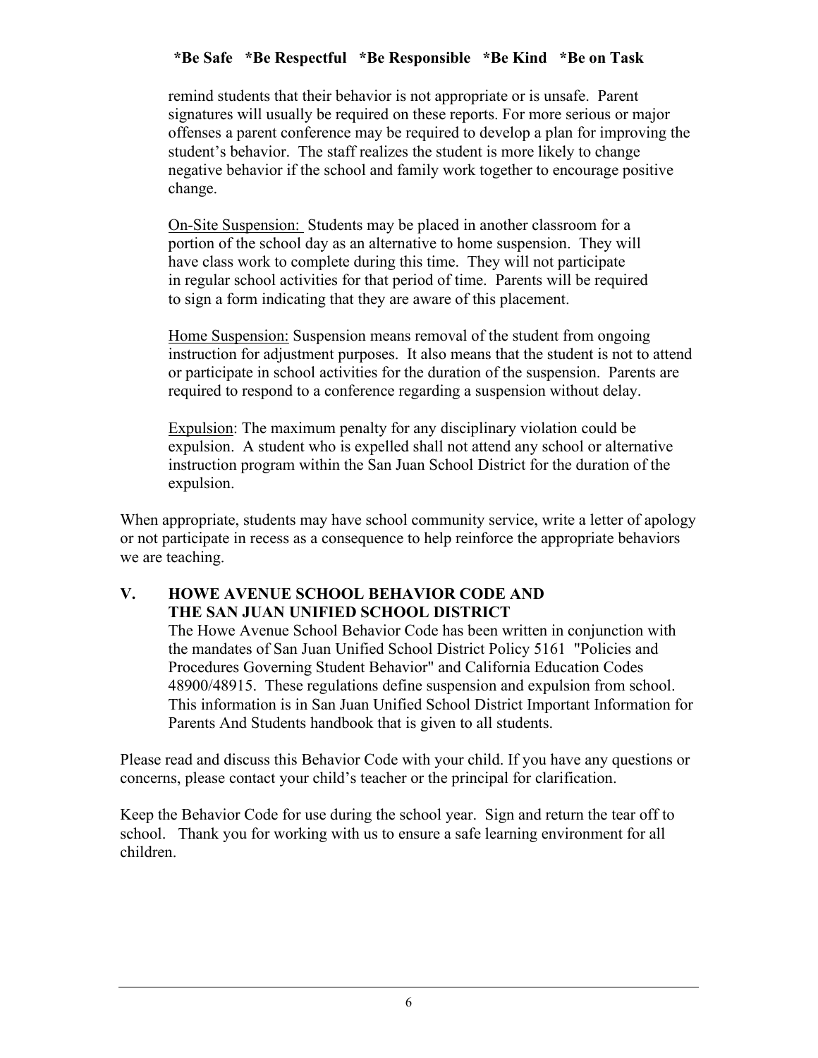remind students that their behavior is not appropriate or is unsafe. Parent signatures will usually be required on these reports. For more serious or major offenses a parent conference may be required to develop a plan for improving the student's behavior. The staff realizes the student is more likely to change negative behavior if the school and family work together to encourage positive change.

<u>On-Site Suspension:</u> Students may be placed in another classroom for a portion of the school day as an alternative to home suspension. They will have class work to complete during this time. They will not participate in regular school activities for that period of time. Parents will be required to sign a form indicating that they are aware of this placement.

<u>Home Suspension:</u> Suspension means removal of the student from ongoing instruction for adjustment purposes. It also means that the student is not to attend or participate in school activities for the duration of the suspension. Parents are required to respond to a conference regarding a suspension without delay.

<u>Expulsion</u>: The maximum penalty for any disciplinary violation could be expulsion. A student who is expelled shall not attend any school or alternative instruction program within the San Juan School District for the duration of the expulsion.

When appropriate, students may have school community service, write a letter of apology or not participate in recess as a consequence to help reinforce the appropriate behaviors we are teaching.

## V. HOWE AVENUE SCHOOL BEHAVIOR CODE AND THE SAN JUAN UNIFIED SCHOOL DISTRICT

The Howe Avenue School Behavior Code has been written in conjunction with the mandates of San Juan Unified School District Policy 5161 "Policies and Procedures Governing Student Behavior" and California Education Codes 48900/48915. These regulations define suspension and expulsion from school. This information is in San Juan Unified School District Important Information for Parents And Students handbook that is given to all students.

Please read and discuss this Behavior Code with your child. If you have any questions or concerns, please contact your child's teacher or the principal for clarification.

Keep the Behavior Code for use during the school year. Sign and return the tear off to school. Thank you for working with us to ensure a safe learning environment for all children.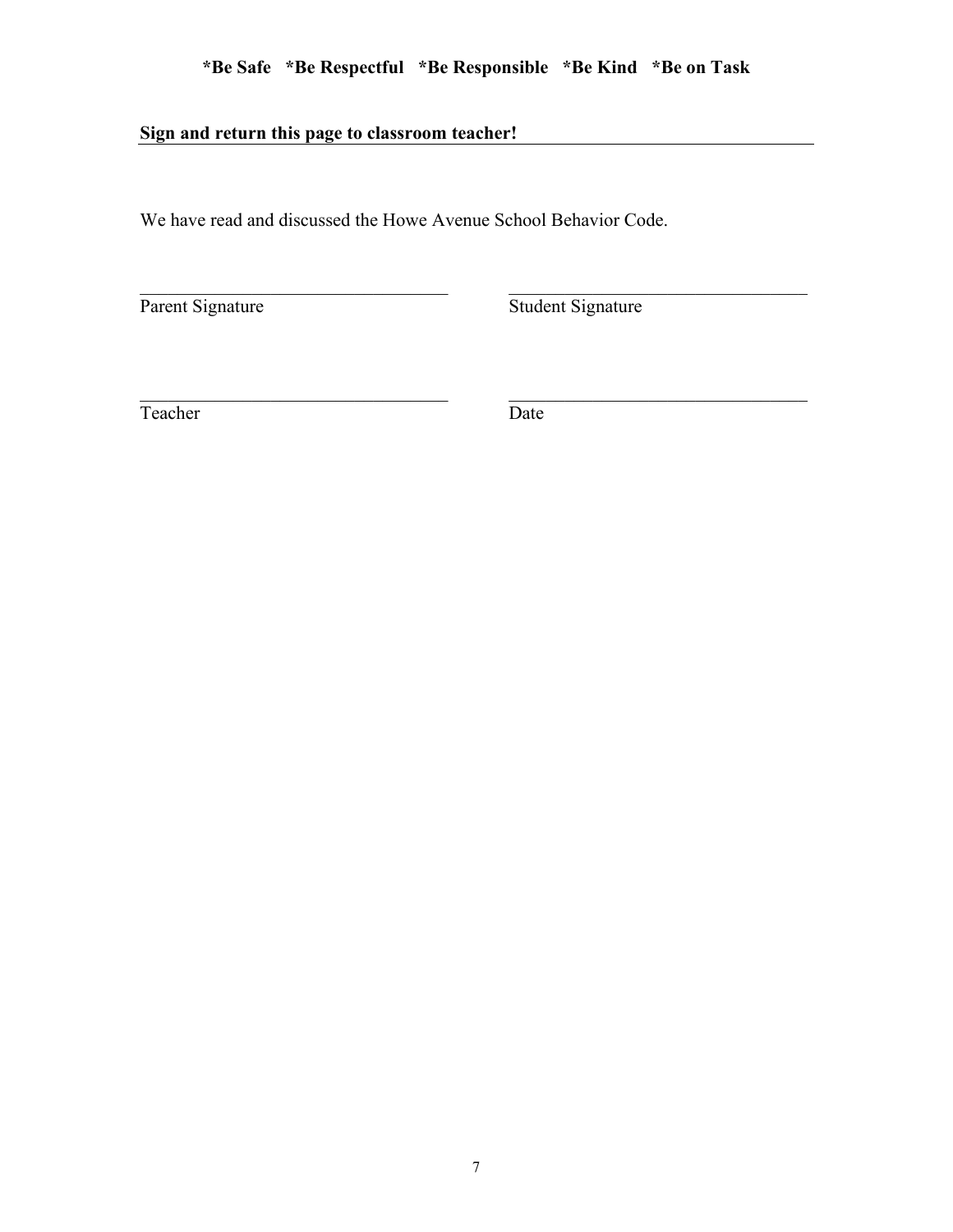**\*Be Safe \*Be Respectful \*Be Responsible \*Be Kind \*Be on Task**

**Sign and return this page to classroom teacher!**

We have read and discussed the Howe Avenue School Behavior Code.

| | |
|---|---|
| \_\_\_\_\_\_\_\_\_\_\_\_\_\_\_\_\_\_\_\_\_\_\_\_\_\_\_\_\_\_\_\_ | \_\_\_\_\_\_\_\_\_\_\_\_\_\_\_\_\_\_\_\_\_\_\_\_\_\_\_\_\_\_\_\_ |
| Parent Signature | Student Signature |
| \_\_\_\_\_\_\_\_\_\_\_\_\_\_\_\_\_\_\_\_\_\_\_\_\_\_\_\_\_\_\_\_ | \_\_\_\_\_\_\_\_\_\_\_\_\_\_\_\_\_\_\_\_\_\_\_\_\_\_\_\_\_\_\_\_ |
| Teacher | Date |